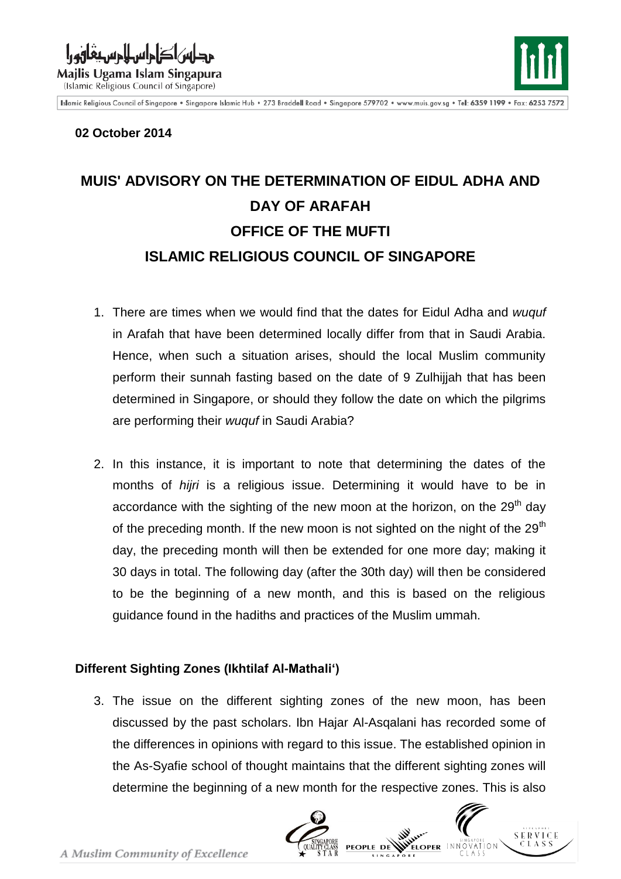02 October 2014

# MUIS' ADVISORY ON THE DETERMINATION OF EIDUL ADHA AND DAY OF ARAFAH

## OFFICE OF THE MUFTI

## ISLAMIC RELIGIOUS COUNCIL OF SINGAPORE

1. There are times when we would find that the dates for Eidul Adha and *wuquf* in Arafah that have been determined locally differ from that in Saudi Arabia. Hence, when such a situation arises, should the local Muslim community perform their sunnah fasting based on the date of 9 Zulhijjah that has been determined in Singapore, or should they follow the date on which the pilgrims are performing their *wuquf* in Saudi Arabia?

2. In this instance, it is important to note that determining the dates of the months of *hijri* is a religious issue. Determining it would have to be in accordance with the sighting of the new moon at the horizon, on the 29th day of the preceding month. If the new moon is not sighted on the night of the 29th day, the preceding month will then be extended for one more day; making it 30 days in total. The following day (after the 30th day) will then be considered to be the beginning of a new month, and this is based on the religious guidance found in the hadiths and practices of the Muslim ummah.

**Different Sighting Zones (Ikhtilaf Al-Mathali')**

3. The issue on the different sighting zones of the new moon, has been discussed by the past scholars. Ibn Hajar Al-Asqalani has recorded some of the differences in opinions with regard to this issue. The established opinion in the As-Syafie school of thought maintains that the different sighting zones will determine the beginning of a new month for the respective zones. This is also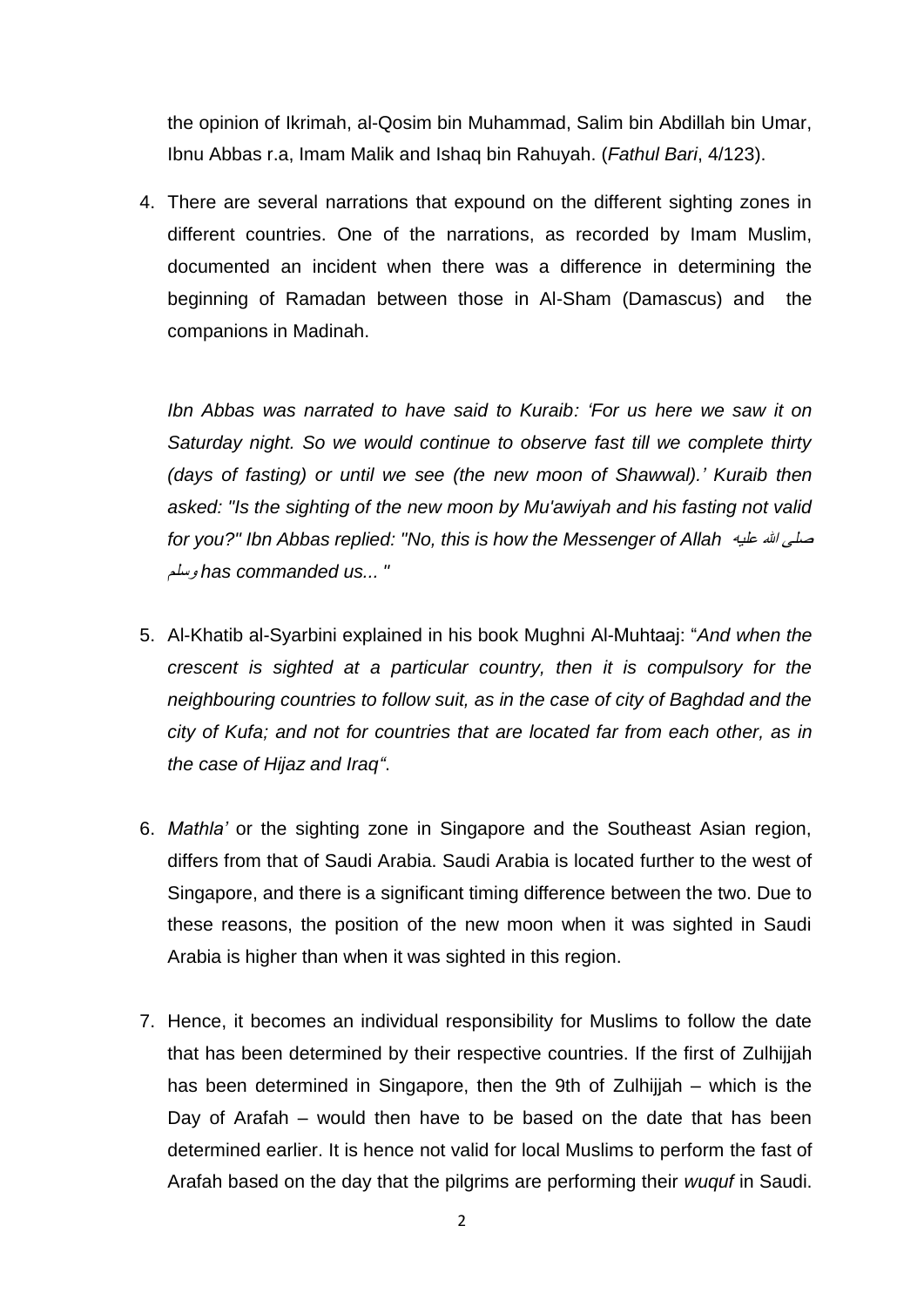the opinion of Ikrimah, al-Qosim bin Muhammad, Salim bin Abdillah bin Umar, Ibnu Abbas r.a, Imam Malik and Ishaq bin Rahuyah. (*Fathul Bari*, 4/123).

4. There are several narrations that expound on the different sighting zones in different countries. One of the narrations, as recorded by Imam Muslim, documented an incident when there was a difference in determining the beginning of Ramadan between those in Al-Sham (Damascus) and the companions in Madinah.

   *Ibn Abbas was narrated to have said to Kuraib: 'For us here we saw it on Saturday night. So we would continue to observe fast till we complete thirty (days of fasting) or until we see (the new moon of Shawwal).' Kuraib then asked: "Is the sighting of the new moon by Mu'awiyah and his fasting not valid for you?" Ibn Abbas replied: "No, this is how the Messenger of Allah صلى الله عليه وسلم has commanded us... "*

5. Al-Khatib al-Syarbini explained in his book Mughni Al-Muhtaaj: "*And when the crescent is sighted at a particular country, then it is compulsory for the neighbouring countries to follow suit, as in the case of city of Baghdad and the city of Kufa; and not for countries that are located far from each other, as in the case of Hijaz and Iraq".*

6. *Mathla'* or the sighting zone in Singapore and the Southeast Asian region, differs from that of Saudi Arabia. Saudi Arabia is located further to the west of Singapore, and there is a significant timing difference between the two. Due to these reasons, the position of the new moon when it was sighted in Saudi Arabia is higher than when it was sighted in this region.

7. Hence, it becomes an individual responsibility for Muslims to follow the date that has been determined by their respective countries. If the first of Zulhijjah has been determined in Singapore, then the 9th of Zulhijjah – which is the Day of Arafah – would then have to be based on the date that has been determined earlier. It is hence not valid for local Muslims to perform the fast of Arafah based on the day that the pilgrims are performing their *wuquf* in Saudi.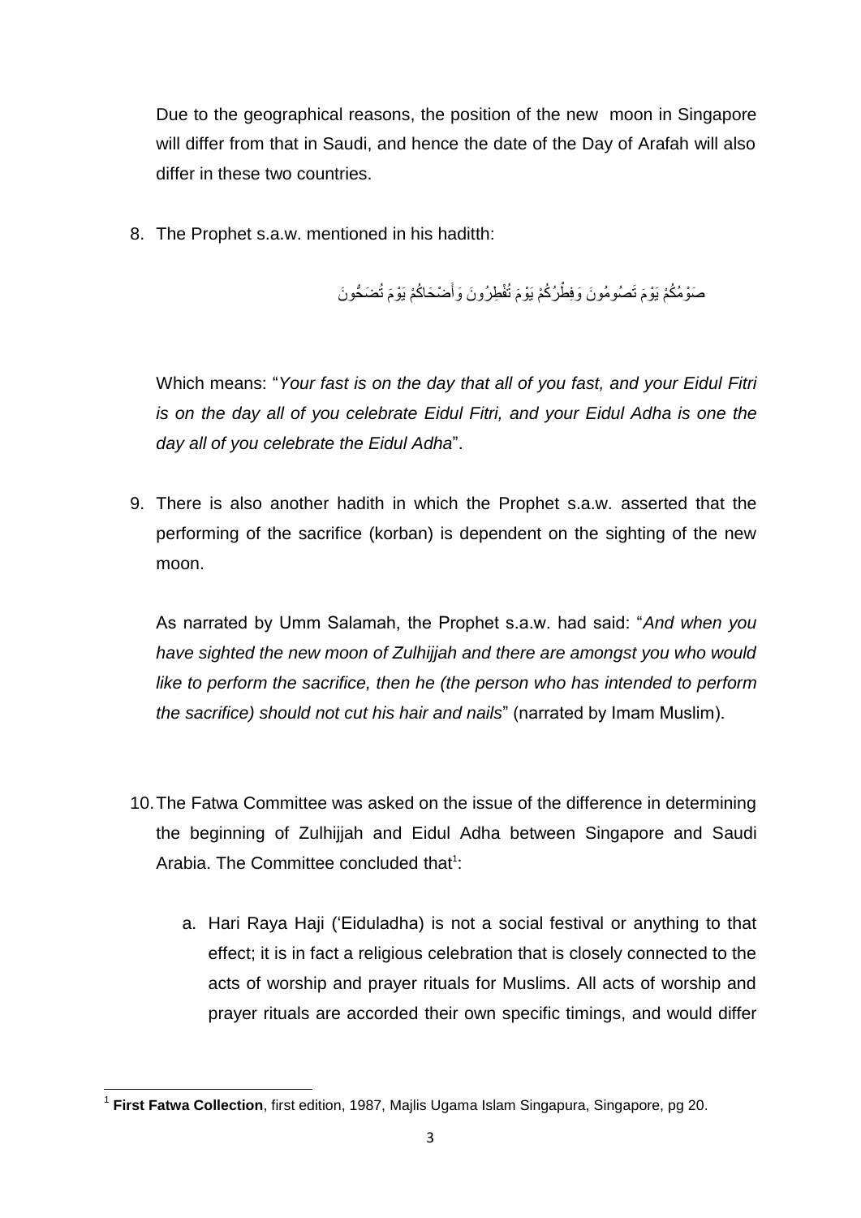Due to the geographical reasons, the position of the new moon in Singapore will differ from that in Saudi, and hence the date of the Day of Arafah will also differ in these two countries.

8. The Prophet s.a.w. mentioned in his haditth:

صَوْمُكُمْ يَوْمَ تَصُومُونَ وَفِطْرُكُمْ يَوْمَ تُفْطِرُونَ وَأَضْحَاكُمْ يَوْمَ تُضَحُّونَ

Which means: "*Your fast is on the day that all of you fast, and your Eidul Fitri is on the day all of you celebrate Eidul Fitri, and your Eidul Adha is one the day all of you celebrate the Eidul Adha*".

9. There is also another hadith in which the Prophet s.a.w. asserted that the performing of the sacrifice (korban) is dependent on the sighting of the new moon.

As narrated by Umm Salamah, the Prophet s.a.w. had said: "*And when you have sighted the new moon of Zulhijjah and there are amongst you who would like to perform the sacrifice, then he (the person who has intended to perform the sacrifice) should not cut his hair and nails*" (narrated by Imam Muslim).

10. The Fatwa Committee was asked on the issue of the difference in determining the beginning of Zulhijjah and Eidul Adha between Singapore and Saudi Arabia. The Committee concluded that[1]:

   a. Hari Raya Haji ('Eiduladha) is not a social festival or anything to that effect; it is in fact a religious celebration that is closely connected to the acts of worship and prayer rituals for Muslims. All acts of worship and prayer rituals are accorded their own specific timings, and would differ

[1] **First Fatwa Collection**, first edition, 1987, Majlis Ugama Islam Singapura, Singapore, pg 20.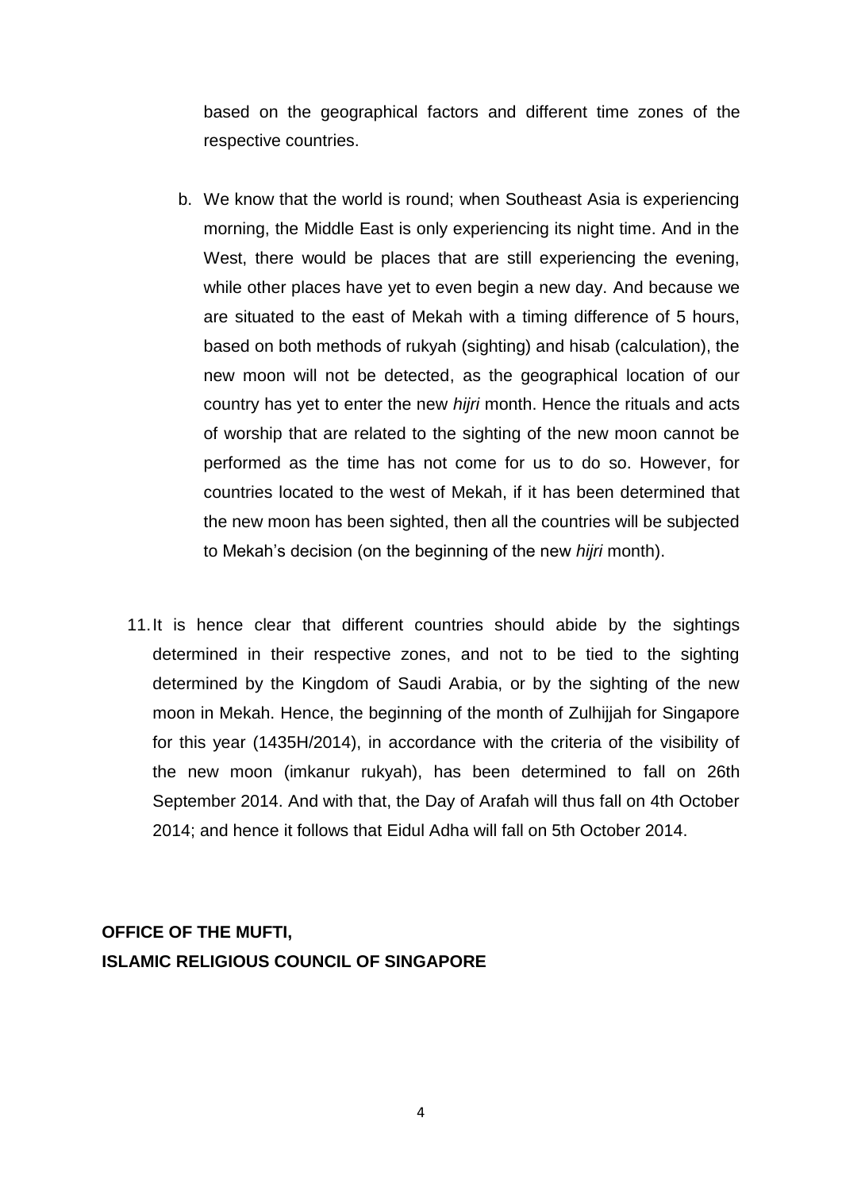based on the geographical factors and different time zones of the respective countries.

b. We know that the world is round; when Southeast Asia is experiencing morning, the Middle East is only experiencing its night time. And in the West, there would be places that are still experiencing the evening, while other places have yet to even begin a new day. And because we are situated to the east of Mekah with a timing difference of 5 hours, based on both methods of rukyah (sighting) and hisab (calculation), the new moon will not be detected, as the geographical location of our country has yet to enter the new *hijri* month. Hence the rituals and acts of worship that are related to the sighting of the new moon cannot be performed as the time has not come for us to do so. However, for countries located to the west of Mekah, if it has been determined that the new moon has been sighted, then all the countries will be subjected to Mekah's decision (on the beginning of the new *hijri* month).

11. It is hence clear that different countries should abide by the sightings determined in their respective zones, and not to be tied to the sighting determined by the Kingdom of Saudi Arabia, or by the sighting of the new moon in Mekah. Hence, the beginning of the month of Zulhijjah for Singapore for this year (1435H/2014), in accordance with the criteria of the visibility of the new moon (imkanur rukyah), has been determined to fall on 26th September 2014. And with that, the Day of Arafah will thus fall on 4th October 2014; and hence it follows that Eidul Adha will fall on 5th October 2014.

**OFFICE OF THE MUFTI,**
**ISLAMIC RELIGIOUS COUNCIL OF SINGAPORE**